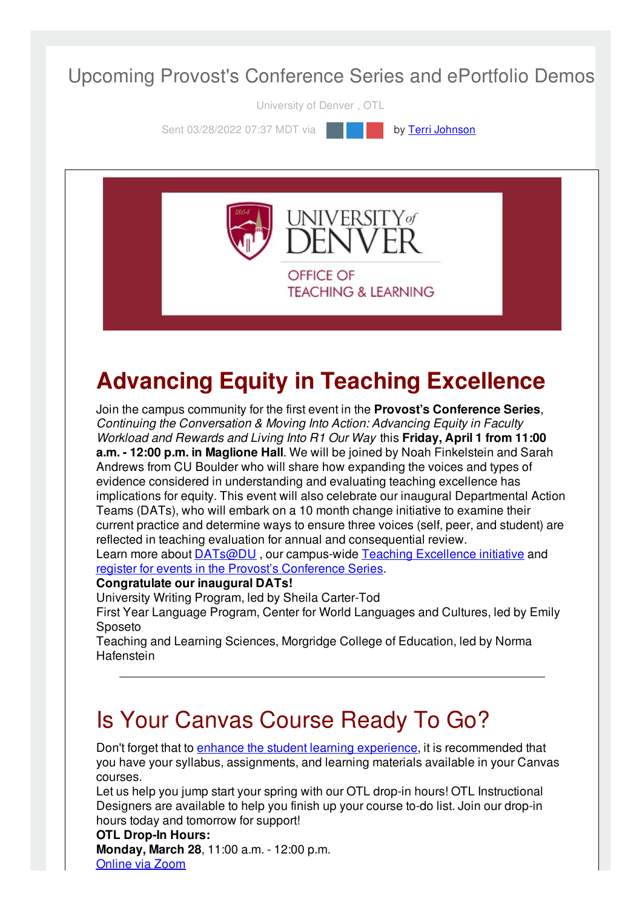# Upcoming Provost's Conference Series and ePortfolio Demos

University of Denver , OTL

Sent 03/28/2022 07:37 MDT via by Terri Johnson

## Advancing Equity in Teaching Excellence

Join the campus community for the first event in the **Provost's Conference Series**, *Continuing the Conversation & Moving Into Action: Advancing Equity in Faculty Workload and Rewards and Living Into R1 Our Way* this **Friday, April 1 from 11:00 a.m. - 12:00 p.m. in Maglione Hall**. We will be joined by Noah Finkelstein and Sarah Andrews from CU Boulder who will share how expanding the voices and types of evidence considered in understanding and evaluating teaching excellence has implications for equity. This event will also celebrate our inaugural Departmental Action Teams (DATs), who will embark on a 10 month change initiative to examine their current practice and determine ways to ensure three voices (self, peer, and student) are reflected in teaching evaluation for annual and consequential review.

Learn more about DATs@DU , our campus-wide Teaching Excellence initiative and register for events in the Provost's Conference Series.

**Congratulate our inaugural DATs!**

University Writing Program, led by Sheila Carter-Tod

First Year Language Program, Center for World Languages and Cultures, led by Emily Sposeto

Teaching and Learning Sciences, Morgridge College of Education, led by Norma Hafenstein

---

## Is Your Canvas Course Ready To Go?

Don't forget that to enhance the student learning experience, it is recommended that you have your syllabus, assignments, and learning materials available in your Canvas courses.

Let us help you jump start your spring with our OTL drop-in hours! OTL Instructional Designers are available to help you finish up your course to-do list. Join our drop-in hours today and tomorrow for support!

**OTL Drop-In Hours:**

**Monday, March 28**, 11:00 a.m. - 12:00 p.m.

Online via Zoom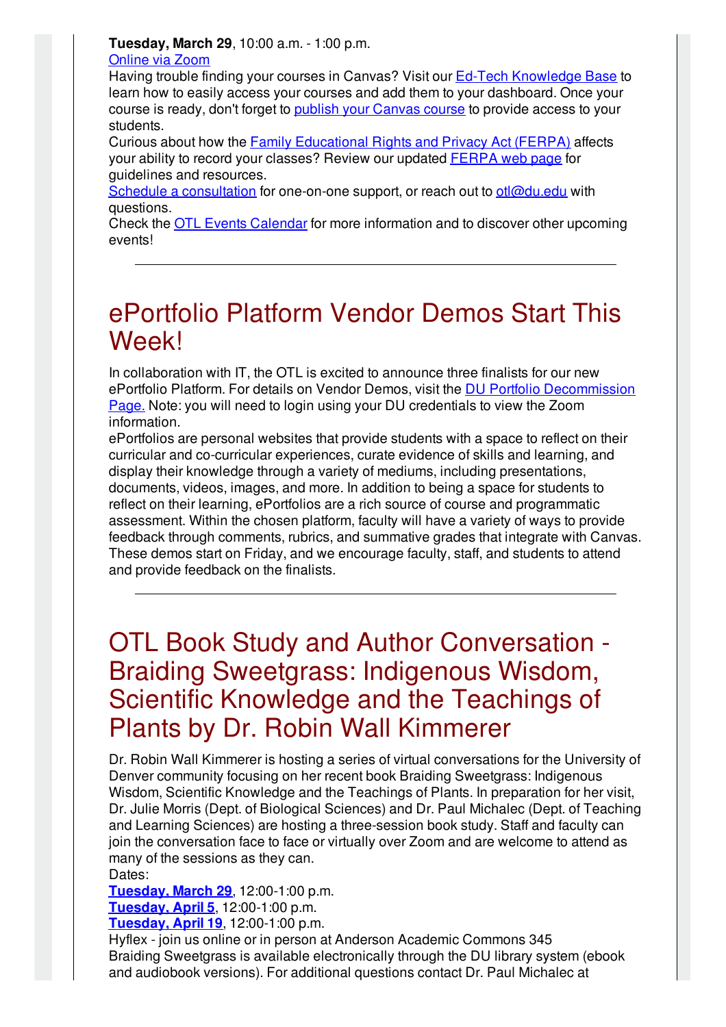**Tuesday, March 29**, 10:00 a.m. - 1:00 p.m.
Online via Zoom
Having trouble finding your courses in Canvas? Visit our Ed-Tech Knowledge Base to learn how to easily access your courses and add them to your dashboard. Once your course is ready, don't forget to publish your Canvas course to provide access to your students.
Curious about how the Family Educational Rights and Privacy Act (FERPA) affects your ability to record your classes? Review our updated FERPA web page for guidelines and resources.
Schedule a consultation for one-on-one support, or reach out to otl@du.edu with questions.
Check the OTL Events Calendar for more information and to discover other upcoming events!

---

# ePortfolio Platform Vendor Demos Start This Week!

In collaboration with IT, the OTL is excited to announce three finalists for our new ePortfolio Platform. For details on Vendor Demos, visit the DU Portfolio Decommission Page. Note: you will need to login using your DU credentials to view the Zoom information.
ePortfolios are personal websites that provide students with a space to reflect on their curricular and co-curricular experiences, curate evidence of skills and learning, and display their knowledge through a variety of mediums, including presentations, documents, videos, images, and more. In addition to being a space for students to reflect on their learning, ePortfolios are a rich source of course and programmatic assessment. Within the chosen platform, faculty will have a variety of ways to provide feedback through comments, rubrics, and summative grades that integrate with Canvas. These demos start on Friday, and we encourage faculty, staff, and students to attend and provide feedback on the finalists.

---

# OTL Book Study and Author Conversation - Braiding Sweetgrass: Indigenous Wisdom, Scientific Knowledge and the Teachings of Plants by Dr. Robin Wall Kimmerer

Dr. Robin Wall Kimmerer is hosting a series of virtual conversations for the University of Denver community focusing on her recent book Braiding Sweetgrass: Indigenous Wisdom, Scientific Knowledge and the Teachings of Plants. In preparation for her visit, Dr. Julie Morris (Dept. of Biological Sciences) and Dr. Paul Michalec (Dept. of Teaching and Learning Sciences) are hosting a three-session book study. Staff and faculty can join the conversation face to face or virtually over Zoom and are welcome to attend as many of the sessions as they can.
Dates:
**Tuesday, March 29**, 12:00-1:00 p.m.
**Tuesday, April 5**, 12:00-1:00 p.m.
**Tuesday, April 19**, 12:00-1:00 p.m.
Hyflex - join us online or in person at Anderson Academic Commons 345
Braiding Sweetgrass is available electronically through the DU library system (ebook and audiobook versions). For additional questions contact Dr. Paul Michalec at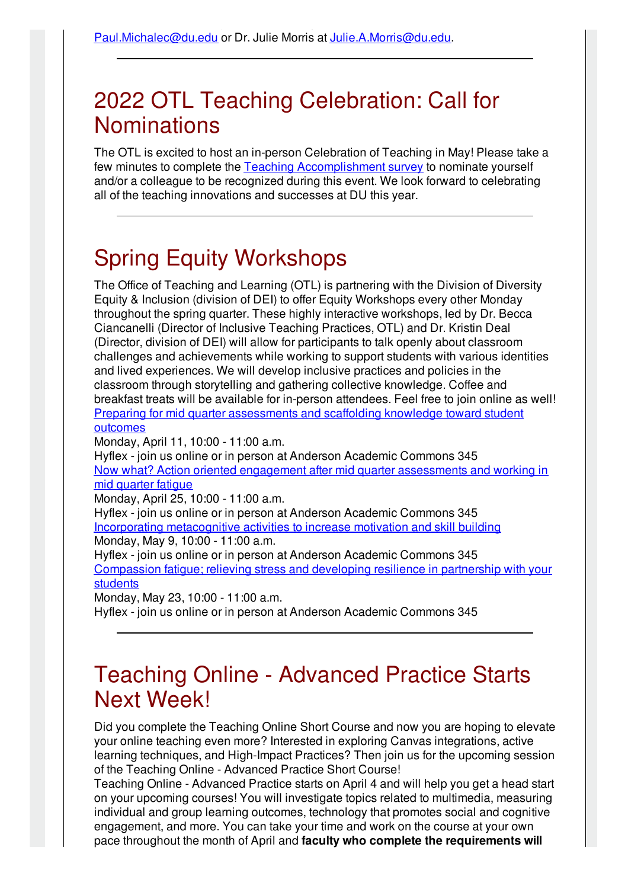Paul.Michalec@du.edu or Dr. Julie Morris at Julie.A.Morris@du.edu.

---

## 2022 OTL Teaching Celebration: Call for Nominations

The OTL is excited to host an in-person Celebration of Teaching in May! Please take a few minutes to complete the Teaching Accomplishment survey to nominate yourself and/or a colleague to be recognized during this event. We look forward to celebrating all of the teaching innovations and successes at DU this year.

---

## Spring Equity Workshops

The Office of Teaching and Learning (OTL) is partnering with the Division of Diversity Equity & Inclusion (division of DEI) to offer Equity Workshops every other Monday throughout the spring quarter. These highly interactive workshops, led by Dr. Becca Ciancanelli (Director of Inclusive Teaching Practices, OTL) and Dr. Kristin Deal (Director, division of DEI) will allow for participants to talk openly about classroom challenges and achievements while working to support students with various identities and lived experiences. We will develop inclusive practices and policies in the classroom through storytelling and gathering collective knowledge. Coffee and breakfast treats will be available for in-person attendees. Feel free to join online as well!

Preparing for mid quarter assessments and scaffolding knowledge toward student outcomes
Monday, April 11, 10:00 - 11:00 a.m.
Hyflex - join us online or in person at Anderson Academic Commons 345

Now what? Action oriented engagement after mid quarter assessments and working in mid quarter fatigue
Monday, April 25, 10:00 - 11:00 a.m.
Hyflex - join us online or in person at Anderson Academic Commons 345

Incorporating metacognitive activities to increase motivation and skill building
Monday, May 9, 10:00 - 11:00 a.m.
Hyflex - join us online or in person at Anderson Academic Commons 345

Compassion fatigue; relieving stress and developing resilience in partnership with your students
Monday, May 23, 10:00 - 11:00 a.m.
Hyflex - join us online or in person at Anderson Academic Commons 345

---

## Teaching Online - Advanced Practice Starts Next Week!

Did you complete the Teaching Online Short Course and now you are hoping to elevate your online teaching even more? Interested in exploring Canvas integrations, active learning techniques, and High-Impact Practices? Then join us for the upcoming session of the Teaching Online - Advanced Practice Short Course!

Teaching Online - Advanced Practice starts on April 4 and will help you get a head start on your upcoming courses! You will investigate topics related to multimedia, measuring individual and group learning outcomes, technology that promotes social and cognitive engagement, and more. You can take your time and work on the course at your own pace throughout the month of April and **faculty who complete the requirements will**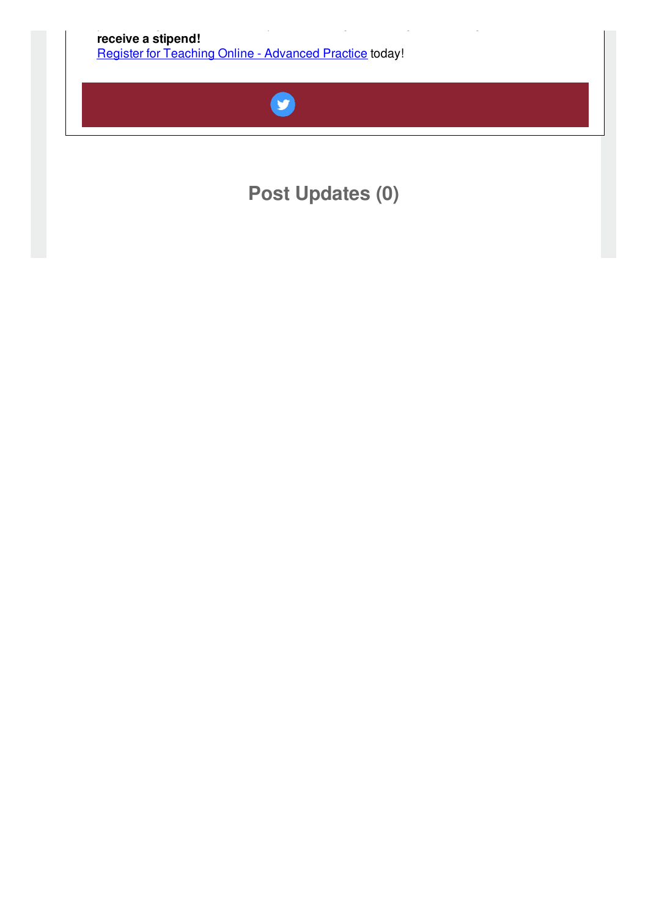**receive a stipend!**
Register for Teaching Online - Advanced Practice today!

## Post Updates (0)